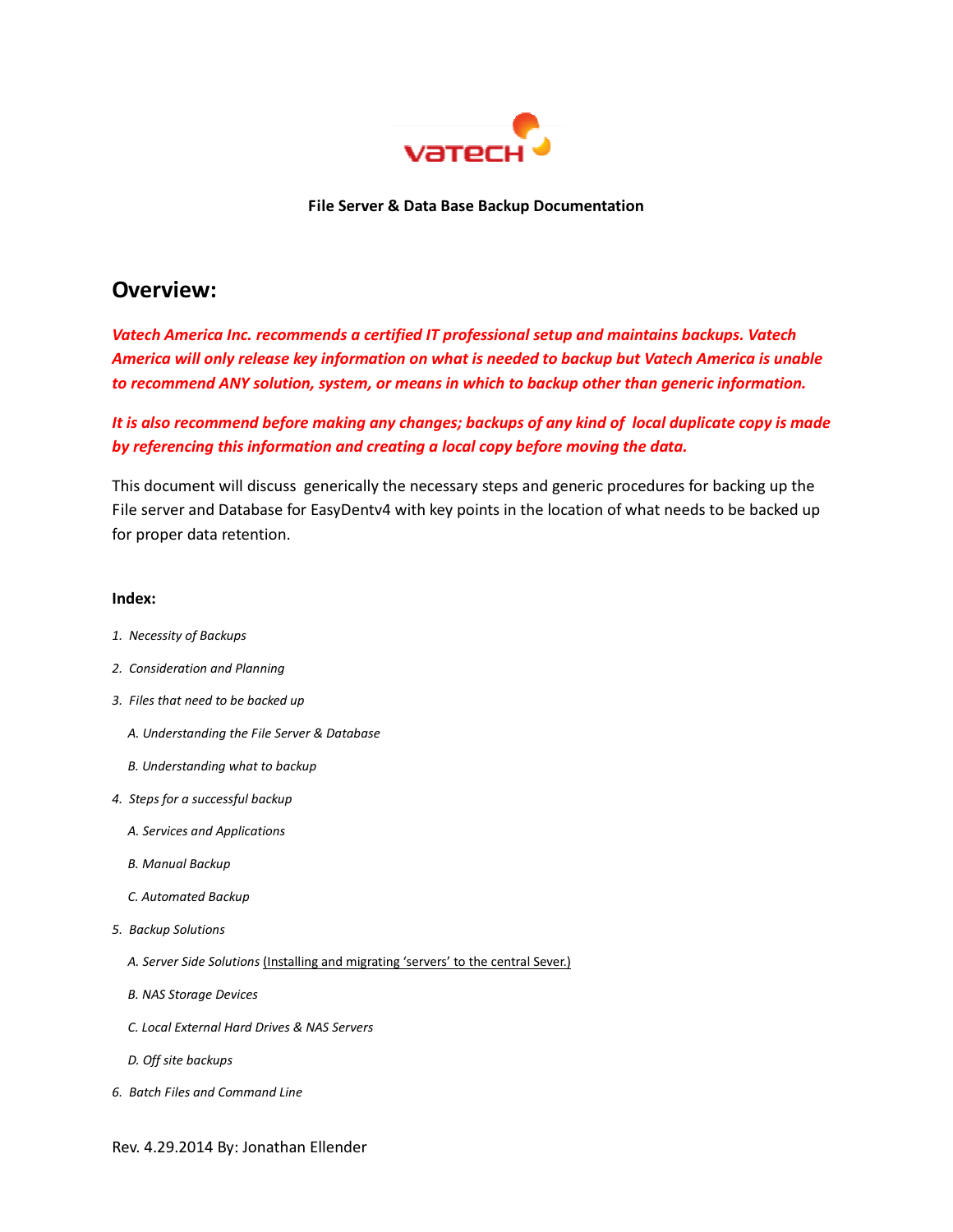**File Server & Data Base Backup Documentation**

## Overview:

***Vatech America Inc. recommends a certified IT professional setup and maintains backups. Vatech America will only release key information on what is needed to backup but Vatech America is unable to recommend ANY solution, system, or means in which to backup other than generic information.***

***It is also recommend before making any changes; backups of any kind of local duplicate copy is made by referencing this information and creating a local copy before moving the data.***

This document will discuss generically the necessary steps and generic procedures for backing up the File server and Database for EasyDentv4 with key points in the location of what needs to be backed up for proper data retention.

**Index:**

1. *Necessity of Backups*
2. *Consideration and Planning*
3. *Files that need to be backed up*
   - *A. Understanding the File Server & Database*
   - *B. Understanding what to backup*
4. *Steps for a successful backup*
   - *A. Services and Applications*
   - *B. Manual Backup*
   - *C. Automated Backup*
5. *Backup Solutions*
   - *A. Server Side Solutions* <u>(Installing and migrating 'servers' to the central Sever.)</u>
   - *B. NAS Storage Devices*
   - *C. Local External Hard Drives & NAS Servers*
   - *D. Off site backups*
6. *Batch Files and Command Line*

Rev. 4.29.2014 By: Jonathan Ellender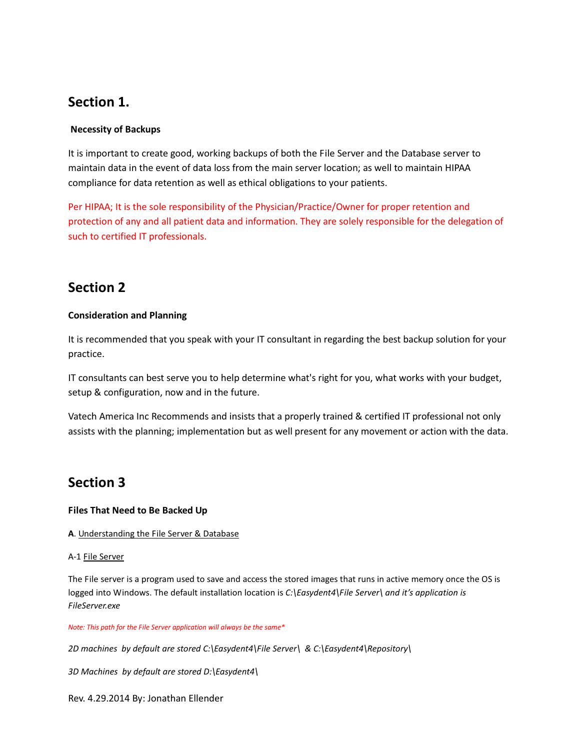## Section 1.

**Necessity of Backups**

It is important to create good, working backups of both the File Server and the Database server to maintain data in the event of data loss from the main server location; as well to maintain HIPAA compliance for data retention as well as ethical obligations to your patients.

Per HIPAA; It is the sole responsibility of the Physician/Practice/Owner for proper retention and protection of any and all patient data and information. They are solely responsible for the delegation of such to certified IT professionals.

## Section 2

**Consideration and Planning**

It is recommended that you speak with your IT consultant in regarding the best backup solution for your practice.

IT consultants can best serve you to help determine what's right for you, what works with your budget, setup & configuration, now and in the future.

Vatech America Inc Recommends and insists that a properly trained & certified IT professional not only assists with the planning; implementation but as well present for any movement or action with the data.

## Section 3

**Files That Need to Be Backed Up**

**A**. Understanding the File Server & Database

A-1 File Server

The File server is a program used to save and access the stored images that runs in active memory once the OS is logged into Windows. The default installation location is *C:\Easydent4\File Server\ and it's application is FileServer.exe*

*Note: This path for the File Server application will always be the same**

*2D machines by default are stored C:\Easydent4\File Server\ & C:\Easydent4\Repository\*

*3D Machines by default are stored D:\Easydent4\*

Rev. 4.29.2014 By: Jonathan Ellender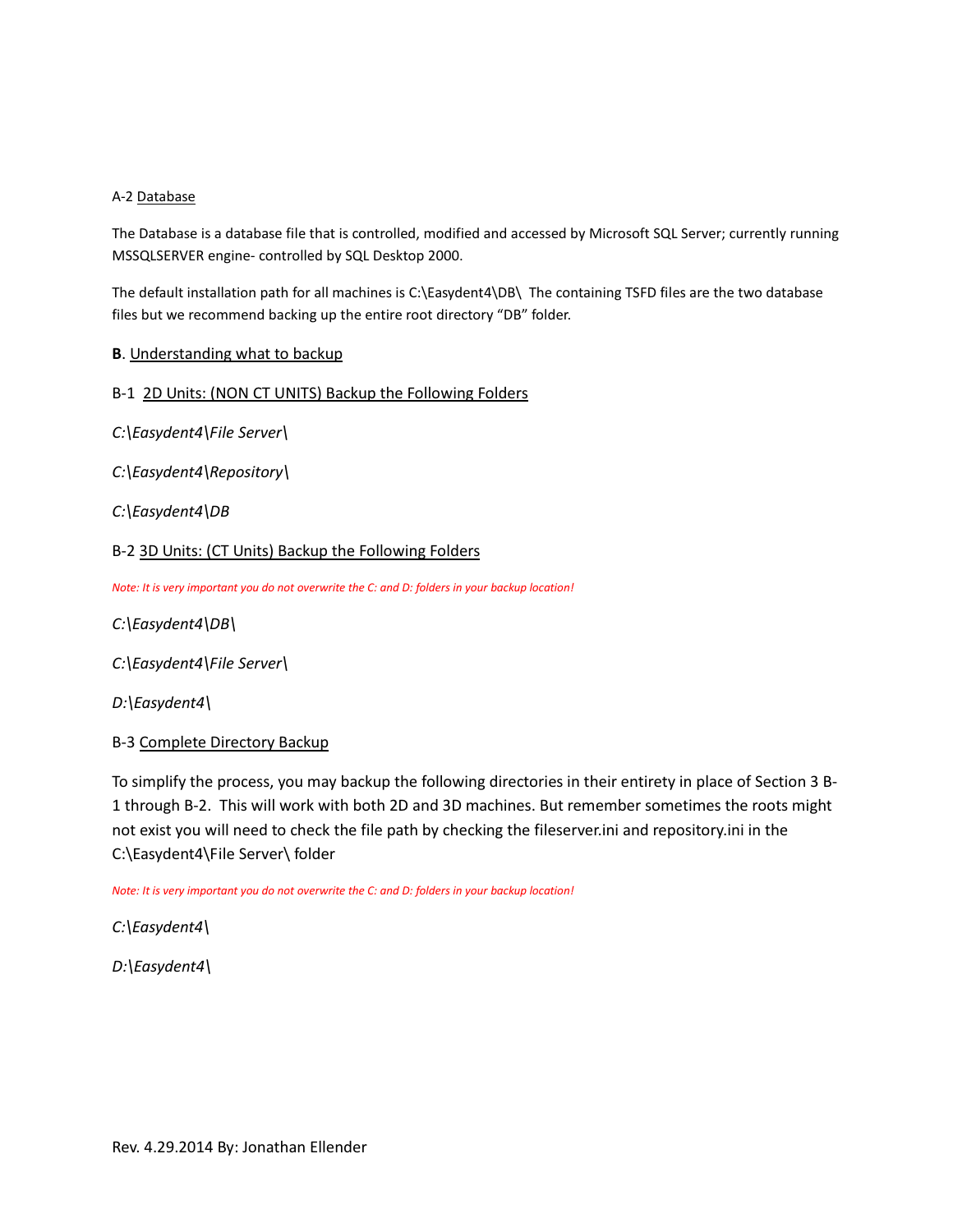A-2 <u>Database</u>

The Database is a database file that is controlled, modified and accessed by Microsoft SQL Server; currently running MSSQLSERVER engine- controlled by SQL Desktop 2000.

The default installation path for all machines is C:\Easydent4\DB\  The containing TSFD files are the two database files but we recommend backing up the entire root directory "DB" folder.

**B**. <u>Understanding what to backup</u>

B-1 <u>2D Units: (NON CT UNITS) Backup the Following Folders</u>

*C:\Easydent4\File Server\*

*C:\Easydent4\Repository\*

*C:\Easydent4\DB*

B-2 <u>3D Units: (CT Units) Backup the Following Folders</u>

*Note: It is very important you do not overwrite the C: and D: folders in your backup location!*

*C:\Easydent4\DB\*

*C:\Easydent4\File Server\*

*D:\Easydent4\*

B-3 <u>Complete Directory Backup</u>

To simplify the process, you may backup the following directories in their entirety in place of Section 3 B-1 through B-2. This will work with both 2D and 3D machines. But remember sometimes the roots might not exist you will need to check the file path by checking the fileserver.ini and repository.ini in the C:\Easydent4\File Server\ folder

*Note: It is very important you do not overwrite the C: and D: folders in your backup location!*

*C:\Easydent4\*

*D:\Easydent4\*

Rev. 4.29.2014 By: Jonathan Ellender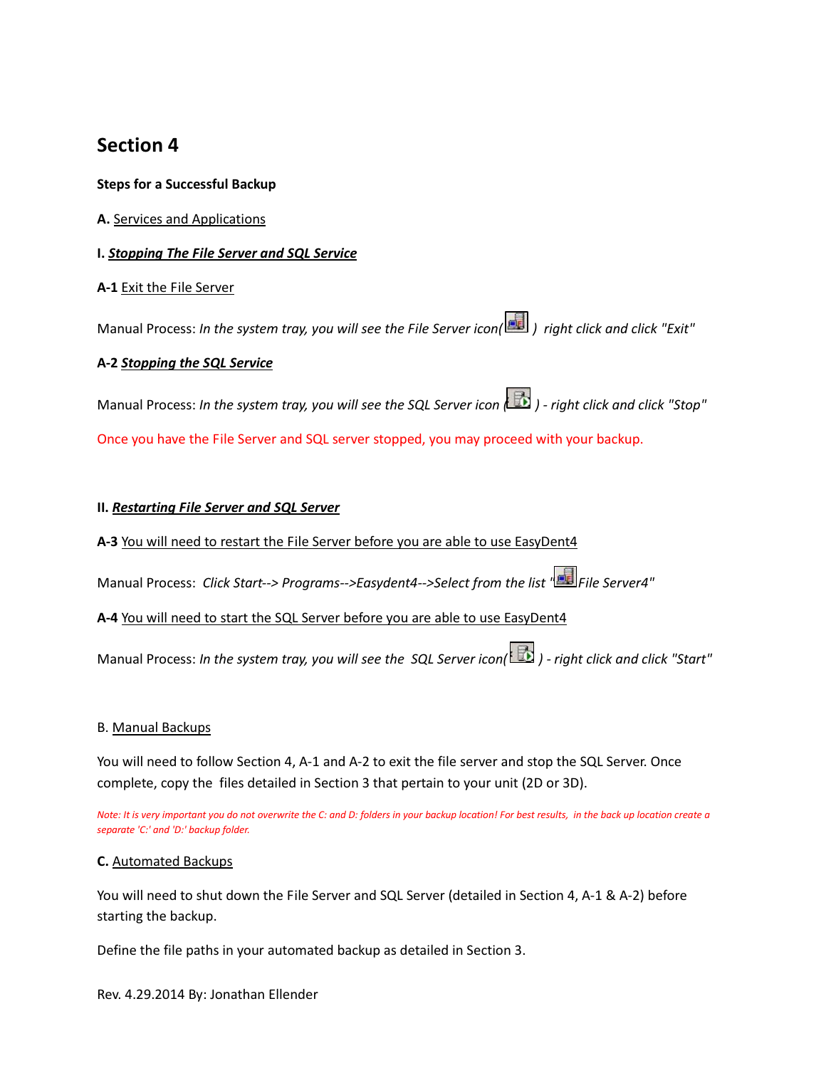# Section 4

**Steps for a Successful Backup**

**A.** <u>Services and Applications</u>

**I.** ***<u>Stopping The File Server and SQL Service</u>***

**A-1** <u>Exit the File Server</u>

Manual Process: *In the system tray, you will see the File Server icon( ) right click and click "Exit"*

**A-2** ***<u>Stopping the SQL Service</u>***

Manual Process: *In the system tray, you will see the SQL Server icon ( ) - right click and click "Stop"*

Once you have the File Server and SQL server stopped, you may proceed with your backup.

**II.** ***<u>Restarting File Server and SQL Server</u>***

**A-3** <u>You will need to restart the File Server before you are able to use EasyDent4</u>

Manual Process: *Click Start--> Programs-->Easydent4-->Select from the list " File Server4"*

**A-4** <u>You will need to start the SQL Server before you are able to use EasyDent4</u>

Manual Process: *In the system tray, you will see the SQL Server icon( ) - right click and click "Start"*

B. <u>Manual Backups</u>

You will need to follow Section 4, A-1 and A-2 to exit the file server and stop the SQL Server. Once complete, copy the files detailed in Section 3 that pertain to your unit (2D or 3D).

*Note: It is very important you do not overwrite the C: and D: folders in your backup location! For best results, in the back up location create a separate 'C:' and 'D:' backup folder.*

**C.** <u>Automated Backups</u>

You will need to shut down the File Server and SQL Server (detailed in Section 4, A-1 & A-2) before starting the backup.

Define the file paths in your automated backup as detailed in Section 3.

Rev. 4.29.2014 By: Jonathan Ellender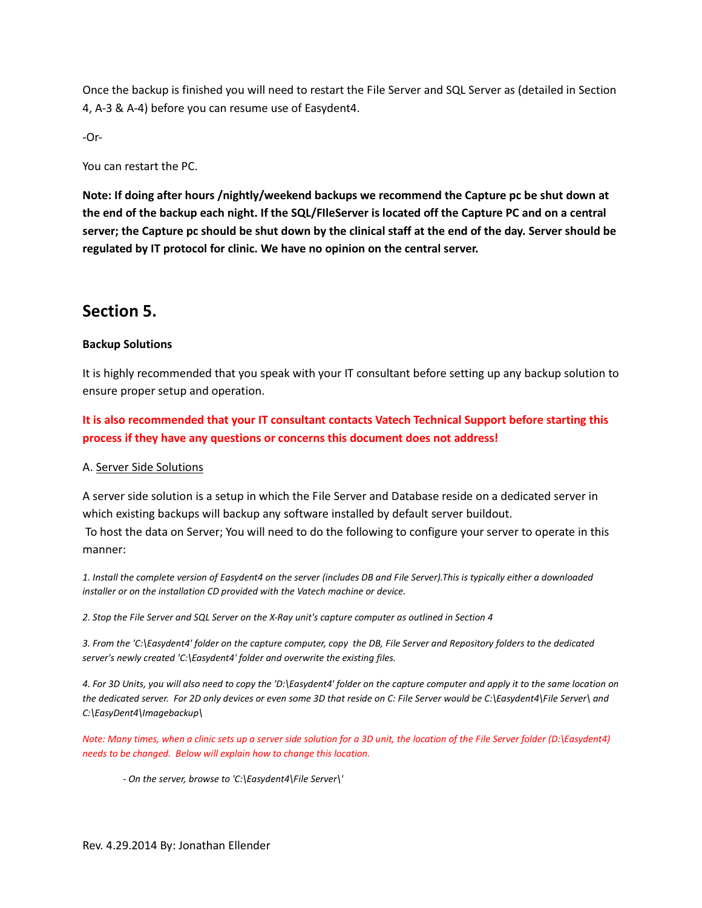Once the backup is finished you will need to restart the File Server and SQL Server as (detailed in Section 4, A-3 & A-4) before you can resume use of Easydent4.

-Or-

You can restart the PC.

**Note: If doing after hours /nightly/weekend backups we recommend the Capture pc be shut down at the end of the backup each night. If the SQL/FIleServer is located off the Capture PC and on a central server; the Capture pc should be shut down by the clinical staff at the end of the day. Server should be regulated by IT protocol for clinic. We have no opinion on the central server.**

## Section 5.

**Backup Solutions**

It is highly recommended that you speak with your IT consultant before setting up any backup solution to ensure proper setup and operation.

**It is also recommended that your IT consultant contacts Vatech Technical Support before starting this process if they have any questions or concerns this document does not address!**

A. <u>Server Side Solutions</u>

A server side solution is a setup in which the File Server and Database reside on a dedicated server in which existing backups will backup any software installed by default server buildout.
To host the data on Server; You will need to do the following to configure your server to operate in this manner:

*1. Install the complete version of Easydent4 on the server (includes DB and File Server).This is typically either a downloaded installer or on the installation CD provided with the Vatech machine or device.*

*2. Stop the File Server and SQL Server on the X-Ray unit's capture computer as outlined in Section 4*

*3. From the 'C:\Easydent4' folder on the capture computer, copy the DB, File Server and Repository folders to the dedicated server's newly created 'C:\Easydent4' folder and overwrite the existing files.*

*4. For 3D Units, you will also need to copy the 'D:\Easydent4' folder on the capture computer and apply it to the same location on the dedicated server. For 2D only devices or even some 3D that reside on C: File Server would be C:\Easydent4\File Server\ and C:\EasyDent4\Imagebackup\*

*Note: Many times, when a clinic sets up a server side solution for a 3D unit, the location of the File Server folder (D:\Easydent4) needs to be changed. Below will explain how to change this location.*

*- On the server, browse to 'C:\Easydent4\File Server\'*

Rev. 4.29.2014 By: Jonathan Ellender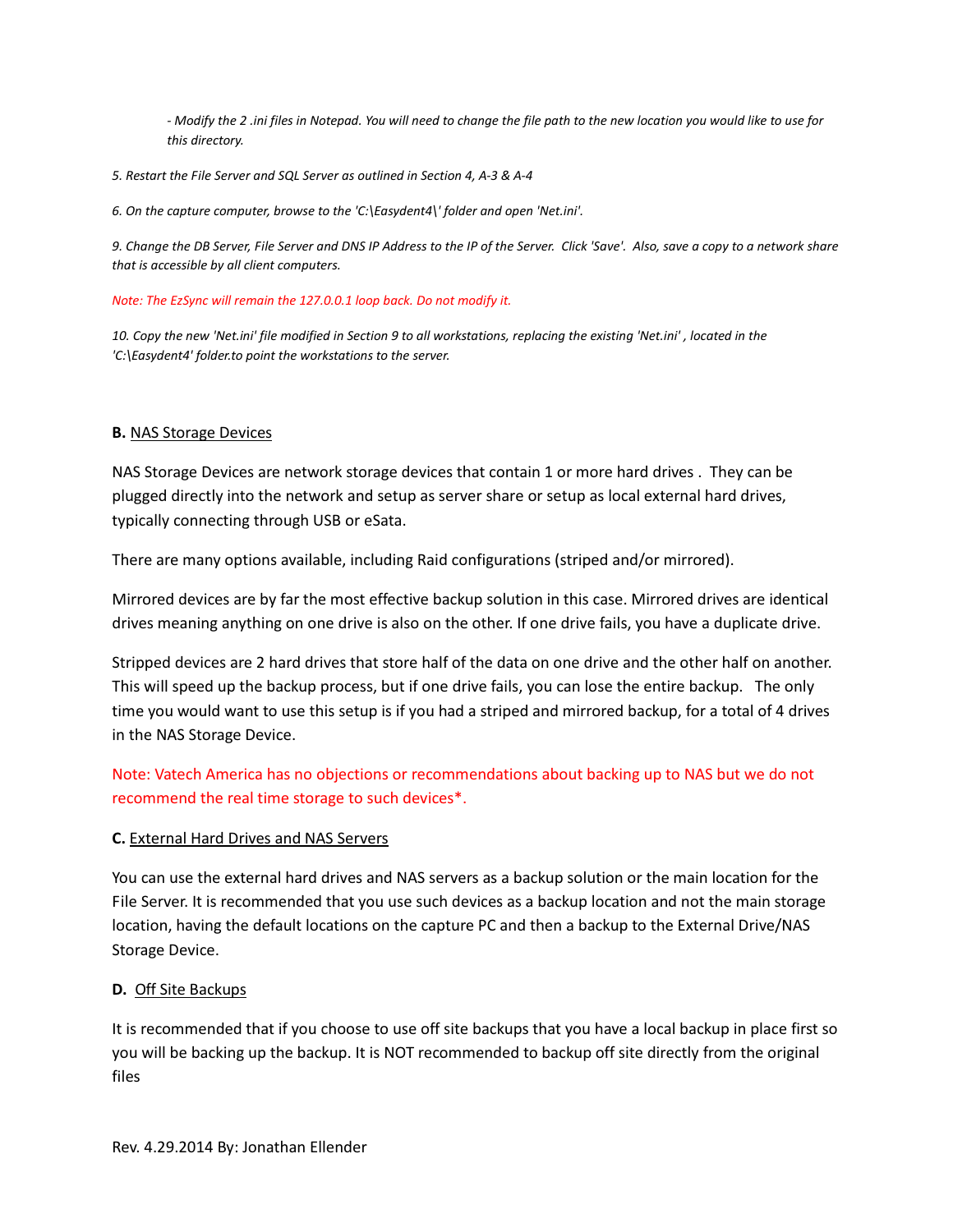*- Modify the 2 .ini files in Notepad. You will need to change the file path to the new location you would like to use for this directory.*

*5. Restart the File Server and SQL Server as outlined in Section 4, A-3 & A-4*

*6. On the capture computer, browse to the 'C:\Easydent4\' folder and open 'Net.ini'.*

*9. Change the DB Server, File Server and DNS IP Address to the IP of the Server.  Click 'Save'.  Also, save a copy to a network share that is accessible by all client computers.*

*Note: The EzSync will remain the 127.0.0.1 loop back. Do not modify it.*

*10. Copy the new 'Net.ini' file modified in Section 9 to all workstations, replacing the existing 'Net.ini' , located in the 'C:\Easydent4' folder.to point the workstations to the server.*

**B.** NAS Storage Devices

NAS Storage Devices are network storage devices that contain 1 or more hard drives .  They can be plugged directly into the network and setup as server share or setup as local external hard drives, typically connecting through USB or eSata.

There are many options available, including Raid configurations (striped and/or mirrored).

Mirrored devices are by far the most effective backup solution in this case. Mirrored drives are identical drives meaning anything on one drive is also on the other. If one drive fails, you have a duplicate drive.

Stripped devices are 2 hard drives that store half of the data on one drive and the other half on another. This will speed up the backup process, but if one drive fails, you can lose the entire backup.   The only time you would want to use this setup is if you had a striped and mirrored backup, for a total of 4 drives in the NAS Storage Device.

Note: Vatech America has no objections or recommendations about backing up to NAS but we do not recommend the real time storage to such devices*.

**C.** External Hard Drives and NAS Servers

You can use the external hard drives and NAS servers as a backup solution or the main location for the File Server. It is recommended that you use such devices as a backup location and not the main storage location, having the default locations on the capture PC and then a backup to the External Drive/NAS Storage Device.

**D.** Off Site Backups

It is recommended that if you choose to use off site backups that you have a local backup in place first so you will be backing up the backup. It is NOT recommended to backup off site directly from the original files

Rev. 4.29.2014 By: Jonathan Ellender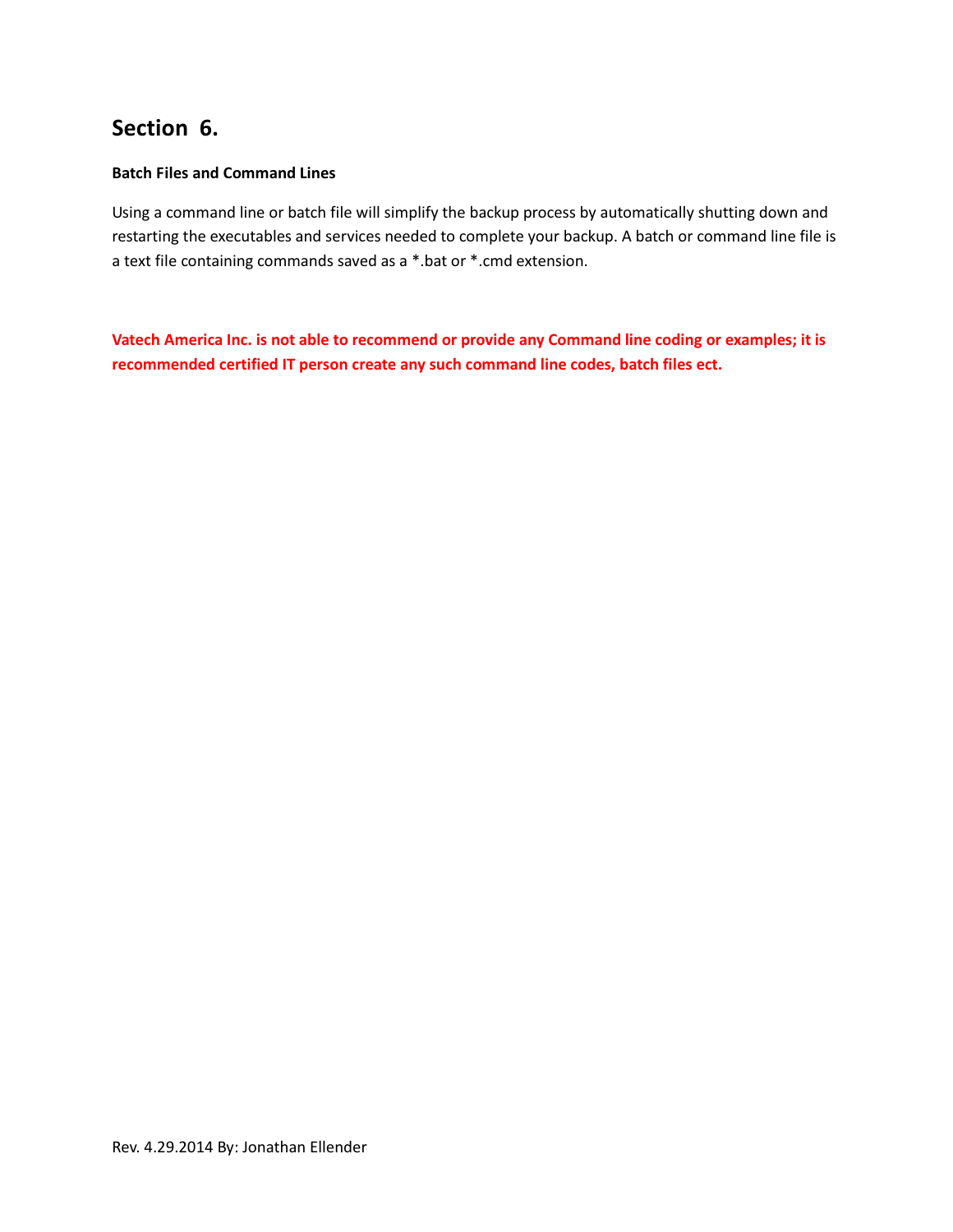# Section 6.

**Batch Files and Command Lines**

Using a command line or batch file will simplify the backup process by automatically shutting down and restarting the executables and services needed to complete your backup. A batch or command line file is a text file containing commands saved as a *.bat or *.cmd extension.

**Vatech America Inc. is not able to recommend or provide any Command line coding or examples; it is recommended certified IT person create any such command line codes, batch files ect.**

Rev. 4.29.2014 By: Jonathan Ellender